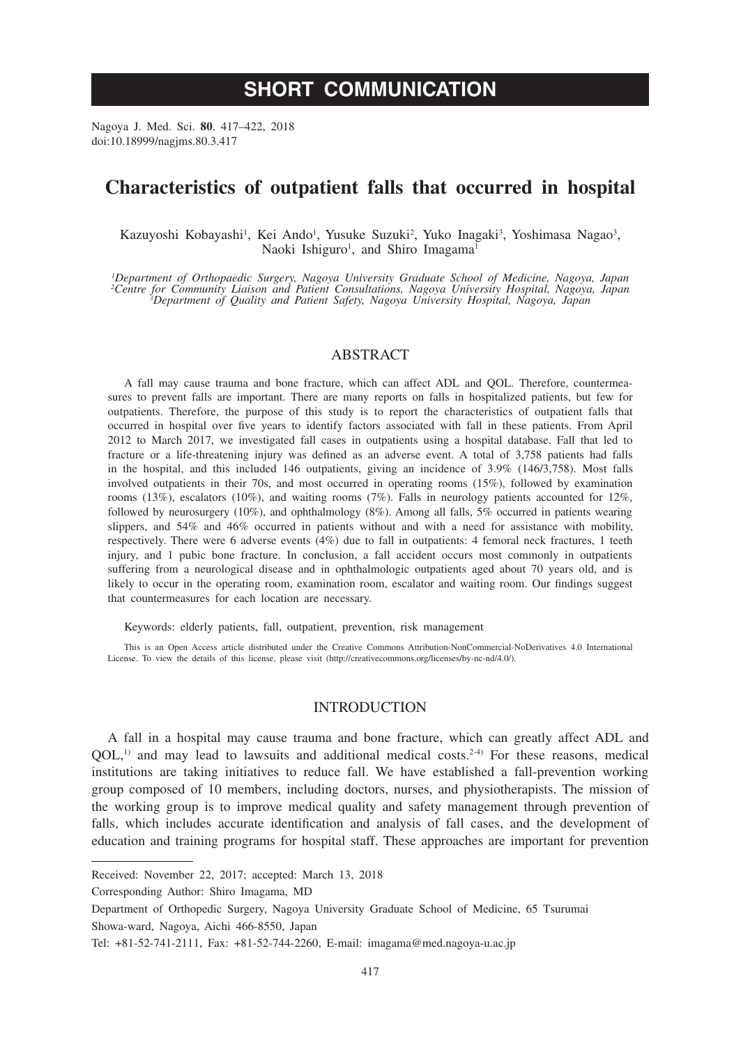# SHORT COMMUNICATION

Nagoya J. Med. Sci. **80**. 417–422, 2018
doi:10.18999/nagjms.80.3.417

## Characteristics of outpatient falls that occurred in hospital

Kazuyoshi Kobayashi[1], Kei Ando[1], Yusuke Suzuki[2], Yuko Inagaki[3], Yoshimasa Nagao[3], Naoki Ishiguro[1], and Shiro Imagama[1]

[1]*Department of Orthopaedic Surgery, Nagoya University Graduate School of Medicine, Nagoya, Japan*
[2]*Centre for Community Liaison and Patient Consultations, Nagoya University Hospital, Nagoya, Japan*
[3]*Department of Quality and Patient Safety, Nagoya University Hospital, Nagoya, Japan*

### ABSTRACT

A fall may cause trauma and bone fracture, which can affect ADL and QOL. Therefore, countermeasures to prevent falls are important. There are many reports on falls in hospitalized patients, but few for outpatients. Therefore, the purpose of this study is to report the characteristics of outpatient falls that occurred in hospital over five years to identify factors associated with fall in these patients. From April 2012 to March 2017, we investigated fall cases in outpatients using a hospital database. Fall that led to fracture or a life-threatening injury was defined as an adverse event. A total of 3,758 patients had falls in the hospital, and this included 146 outpatients, giving an incidence of 3.9% (146/3,758). Most falls involved outpatients in their 70s, and most occurred in operating rooms (15%), followed by examination rooms (13%), escalators (10%), and waiting rooms (7%). Falls in neurology patients accounted for 12%, followed by neurosurgery (10%), and ophthalmology (8%). Among all falls, 5% occurred in patients wearing slippers, and 54% and 46% occurred in patients without and with a need for assistance with mobility, respectively. There were 6 adverse events (4%) due to fall in outpatients: 4 femoral neck fractures, 1 teeth injury, and 1 pubic bone fracture. In conclusion, a fall accident occurs most commonly in outpatients suffering from a neurological disease and in ophthalmologic outpatients aged about 70 years old, and is likely to occur in the operating room, examination room, escalator and waiting room. Our findings suggest that countermeasures for each location are necessary.

Keywords: elderly patients, fall, outpatient, prevention, risk management

This is an Open Access article distributed under the Creative Commons Attribution-NonCommercial-NoDerivatives 4.0 International License. To view the details of this license, please visit (http://creativecommons.org/licenses/by-nc-nd/4.0/).

### INTRODUCTION

A fall in a hospital may cause trauma and bone fracture, which can greatly affect ADL and QOL,[1)] and may lead to lawsuits and additional medical costs.[2-4)] For these reasons, medical institutions are taking initiatives to reduce fall. We have established a fall-prevention working group composed of 10 members, including doctors, nurses, and physiotherapists. The mission of the working group is to improve medical quality and safety management through prevention of falls, which includes accurate identification and analysis of fall cases, and the development of education and training programs for hospital staff. These approaches are important for prevention

---

Received: November 22, 2017; accepted: March 13, 2018

Corresponding Author: Shiro Imagama, MD

Department of Orthopedic Surgery, Nagoya University Graduate School of Medicine, 65 Tsurumai Showa-ward, Nagoya, Aichi 466-8550, Japan

Tel: +81-52-741-2111, Fax: +81-52-744-2260, E-mail: imagama@med.nagoya-u.ac.jp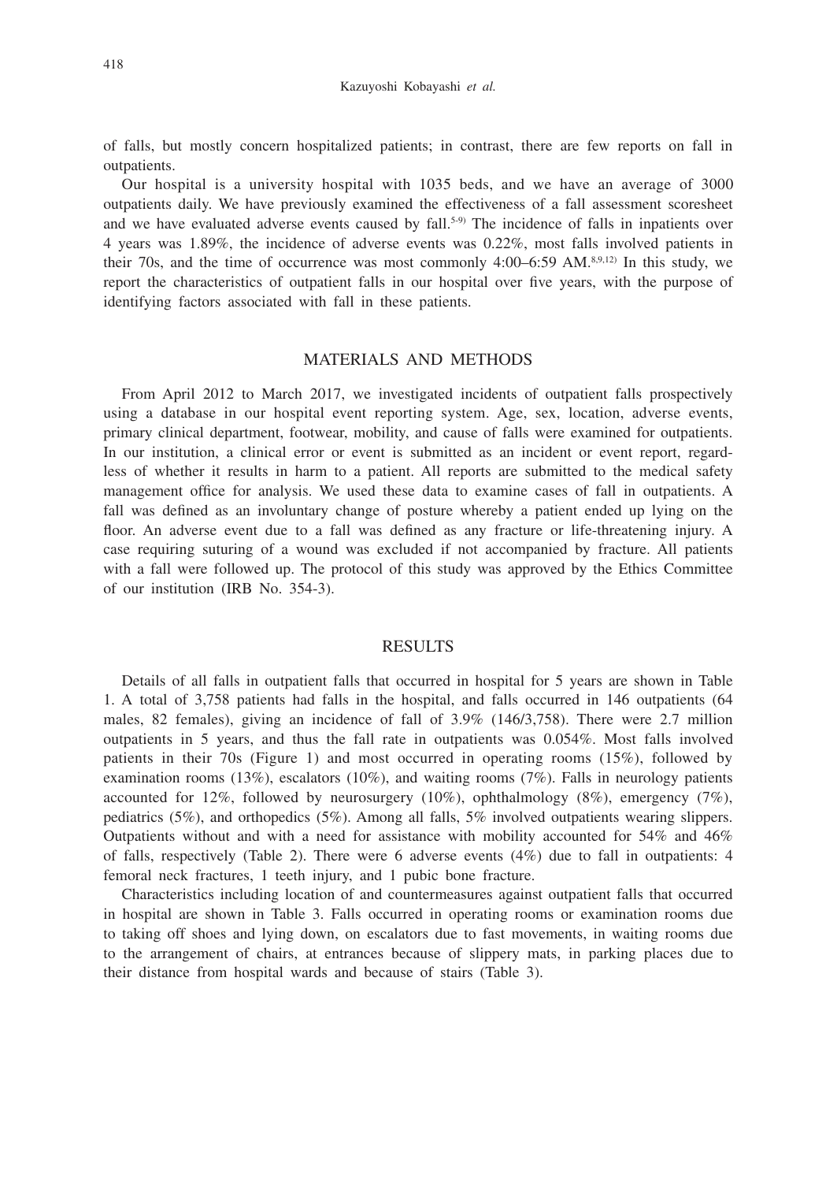of falls, but mostly concern hospitalized patients; in contrast, there are few reports on fall in outpatients.

Our hospital is a university hospital with 1035 beds, and we have an average of 3000 outpatients daily. We have previously examined the effectiveness of a fall assessment scoresheet and we have evaluated adverse events caused by fall.[5-9] The incidence of falls in inpatients over 4 years was 1.89%, the incidence of adverse events was 0.22%, most falls involved patients in their 70s, and the time of occurrence was most commonly 4:00–6:59 AM.[8,9,12] In this study, we report the characteristics of outpatient falls in our hospital over five years, with the purpose of identifying factors associated with fall in these patients.

## MATERIALS AND METHODS

From April 2012 to March 2017, we investigated incidents of outpatient falls prospectively using a database in our hospital event reporting system. Age, sex, location, adverse events, primary clinical department, footwear, mobility, and cause of falls were examined for outpatients. In our institution, a clinical error or event is submitted as an incident or event report, regardless of whether it results in harm to a patient. All reports are submitted to the medical safety management office for analysis. We used these data to examine cases of fall in outpatients. A fall was defined as an involuntary change of posture whereby a patient ended up lying on the floor. An adverse event due to a fall was defined as any fracture or life-threatening injury. A case requiring suturing of a wound was excluded if not accompanied by fracture. All patients with a fall were followed up. The protocol of this study was approved by the Ethics Committee of our institution (IRB No. 354-3).

## RESULTS

Details of all falls in outpatient falls that occurred in hospital for 5 years are shown in Table 1. A total of 3,758 patients had falls in the hospital, and falls occurred in 146 outpatients (64 males, 82 females), giving an incidence of fall of 3.9% (146/3,758). There were 2.7 million outpatients in 5 years, and thus the fall rate in outpatients was 0.054%. Most falls involved patients in their 70s (Figure 1) and most occurred in operating rooms (15%), followed by examination rooms (13%), escalators (10%), and waiting rooms (7%). Falls in neurology patients accounted for 12%, followed by neurosurgery (10%), ophthalmology (8%), emergency (7%), pediatrics (5%), and orthopedics (5%). Among all falls, 5% involved outpatients wearing slippers. Outpatients without and with a need for assistance with mobility accounted for 54% and 46% of falls, respectively (Table 2). There were 6 adverse events (4%) due to fall in outpatients: 4 femoral neck fractures, 1 teeth injury, and 1 pubic bone fracture.

Characteristics including location of and countermeasures against outpatient falls that occurred in hospital are shown in Table 3. Falls occurred in operating rooms or examination rooms due to taking off shoes and lying down, on escalators due to fast movements, in waiting rooms due to the arrangement of chairs, at entrances because of slippery mats, in parking places due to their distance from hospital wards and because of stairs (Table 3).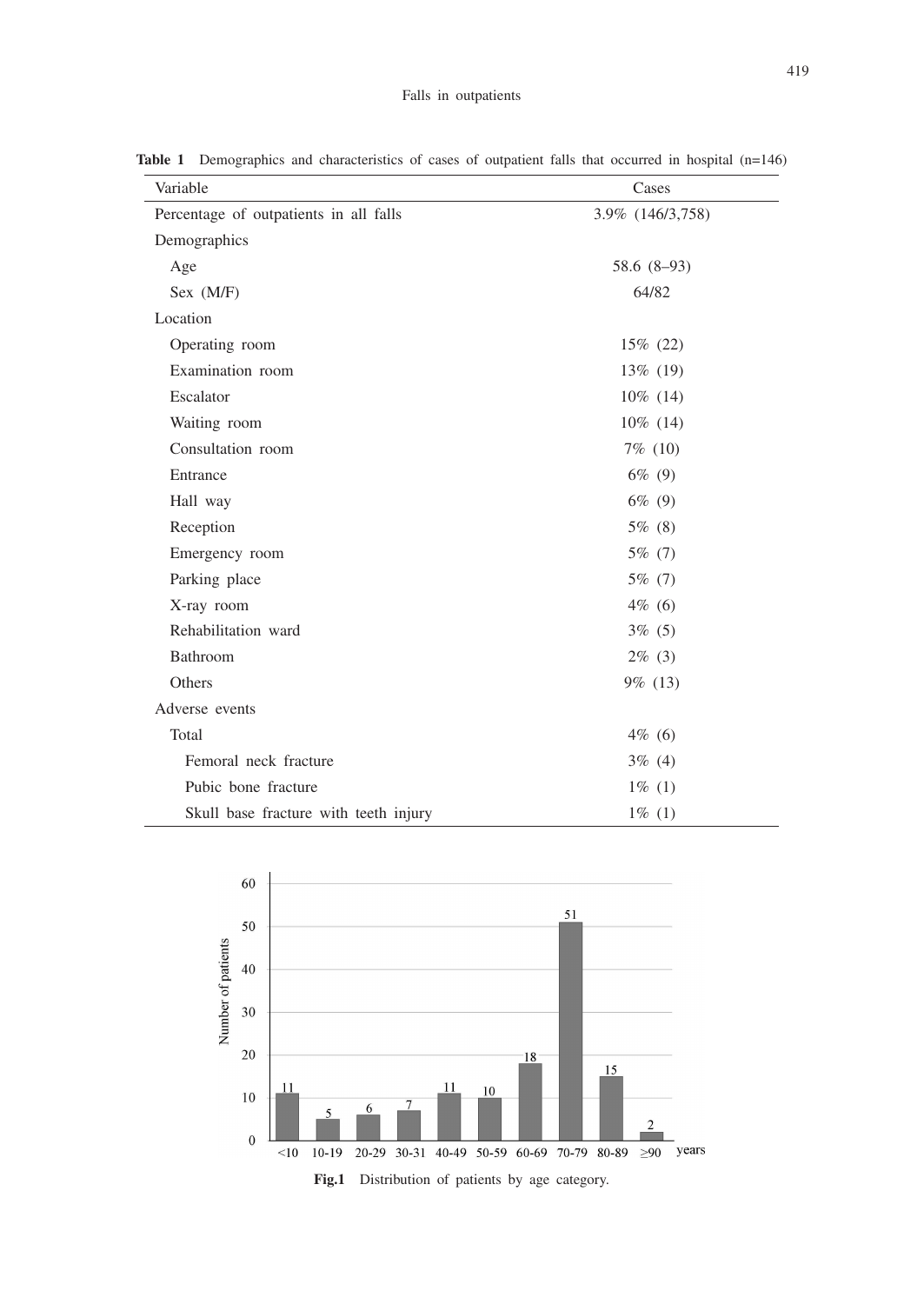**Table 1** Demographics and characteristics of cases of outpatient falls that occurred in hospital (n=146)

| Variable | Cases |
|---|---|
| Percentage of outpatients in all falls | 3.9% (146/3,758) |
| Demographics | |
| Age | 58.6 (8–93) |
| Sex (M/F) | 64/82 |
| Location | |
| Operating room | 15% (22) |
| Examination room | 13% (19) |
| Escalator | 10% (14) |
| Waiting room | 10% (14) |
| Consultation room | 7% (10) |
| Entrance | 6% (9) |
| Hall way | 6% (9) |
| Reception | 5% (8) |
| Emergency room | 5% (7) |
| Parking place | 5% (7) |
| X-ray room | 4% (6) |
| Rehabilitation ward | 3% (5) |
| Bathroom | 2% (3) |
| Others | 9% (13) |
| Adverse events | |
| Total | 4% (6) |
| Femoral neck fracture | 3% (4) |
| Pubic bone fracture | 1% (1) |
| Skull base fracture with teeth injury | 1% (1) |

| Age category (years) | <10 | 10-19 | 20-29 | 30-31 | 40-49 | 50-59 | 60-69 | 70-79 | 80-89 | ≥90 |
|---|---|---|---|---|---|---|---|---|---|---|
| Number of patients | 11 | 5 | 6 | 7 | 11 | 10 | 18 | 51 | 15 | 2 |

**Fig.1** Distribution of patients by age category.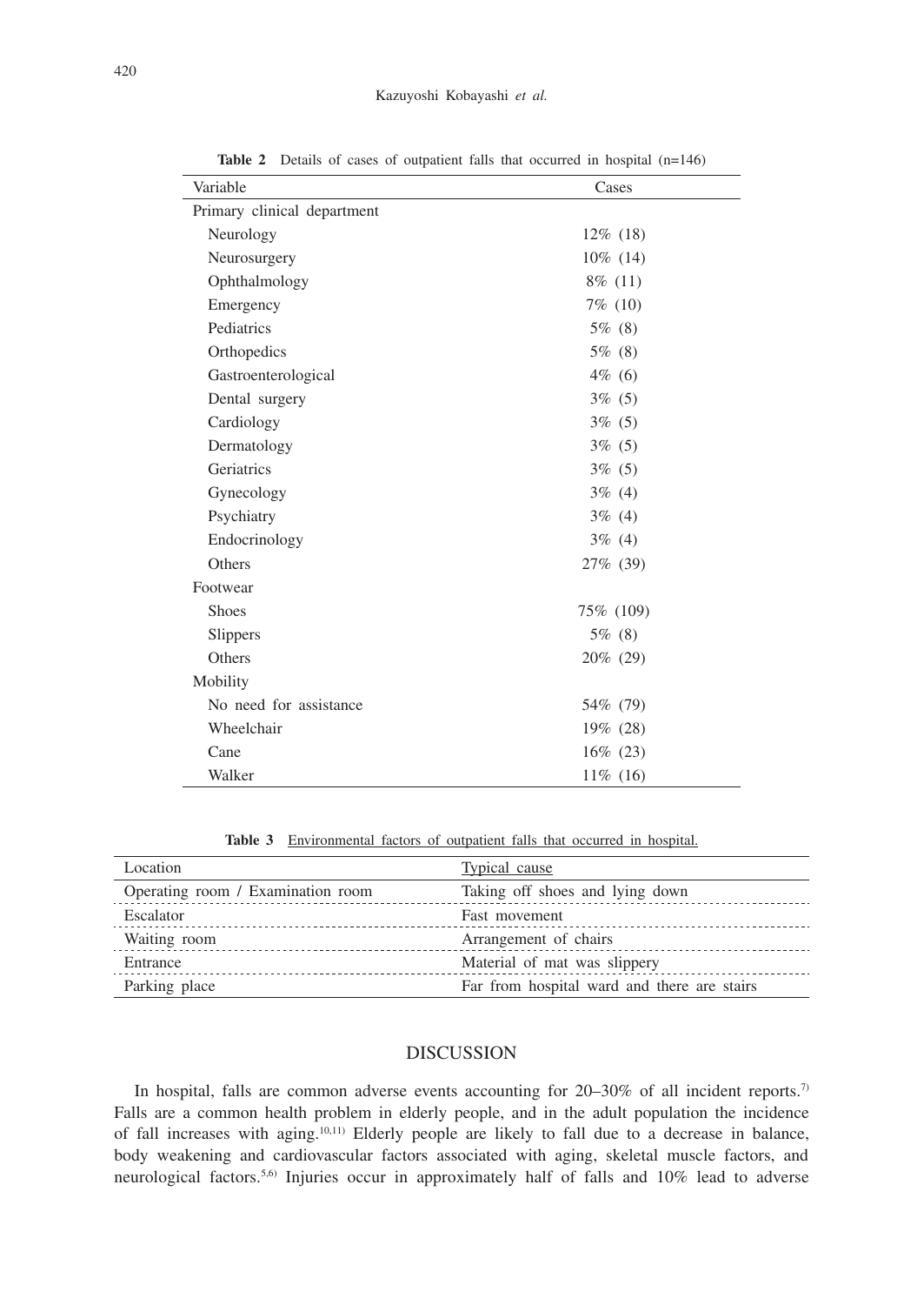**Table 2** Details of cases of outpatient falls that occurred in hospital (n=146)

| Variable | Cases |
|---|---|
| Primary clinical department | |
| Neurology | 12% (18) |
| Neurosurgery | 10% (14) |
| Ophthalmology | 8% (11) |
| Emergency | 7% (10) |
| Pediatrics | 5% (8) |
| Orthopedics | 5% (8) |
| Gastroenterological | 4% (6) |
| Dental surgery | 3% (5) |
| Cardiology | 3% (5) |
| Dermatology | 3% (5) |
| Geriatrics | 3% (5) |
| Gynecology | 3% (4) |
| Psychiatry | 3% (4) |
| Endocrinology | 3% (4) |
| Others | 27% (39) |
| Footwear | |
| Shoes | 75% (109) |
| Slippers | 5% (8) |
| Others | 20% (29) |
| Mobility | |
| No need for assistance | 54% (79) |
| Wheelchair | 19% (28) |
| Cane | 16% (23) |
| Walker | 11% (16) |

**Table 3** Environmental factors of outpatient falls that occurred in hospital.

| Location | Typical cause |
|---|---|
| Operating room / Examination room | Taking off shoes and lying down |
| Escalator | Fast movement |
| Waiting room | Arrangement of chairs |
| Entrance | Material of mat was slippery |
| Parking place | Far from hospital ward and there are stairs |

## DISCUSSION

In hospital, falls are common adverse events accounting for 20–30% of all incident reports.[7] Falls are a common health problem in elderly people, and in the adult population the incidence of fall increases with aging.[10,11] Elderly people are likely to fall due to a decrease in balance, body weakening and cardiovascular factors associated with aging, skeletal muscle factors, and neurological factors.[5,6] Injuries occur in approximately half of falls and 10% lead to adverse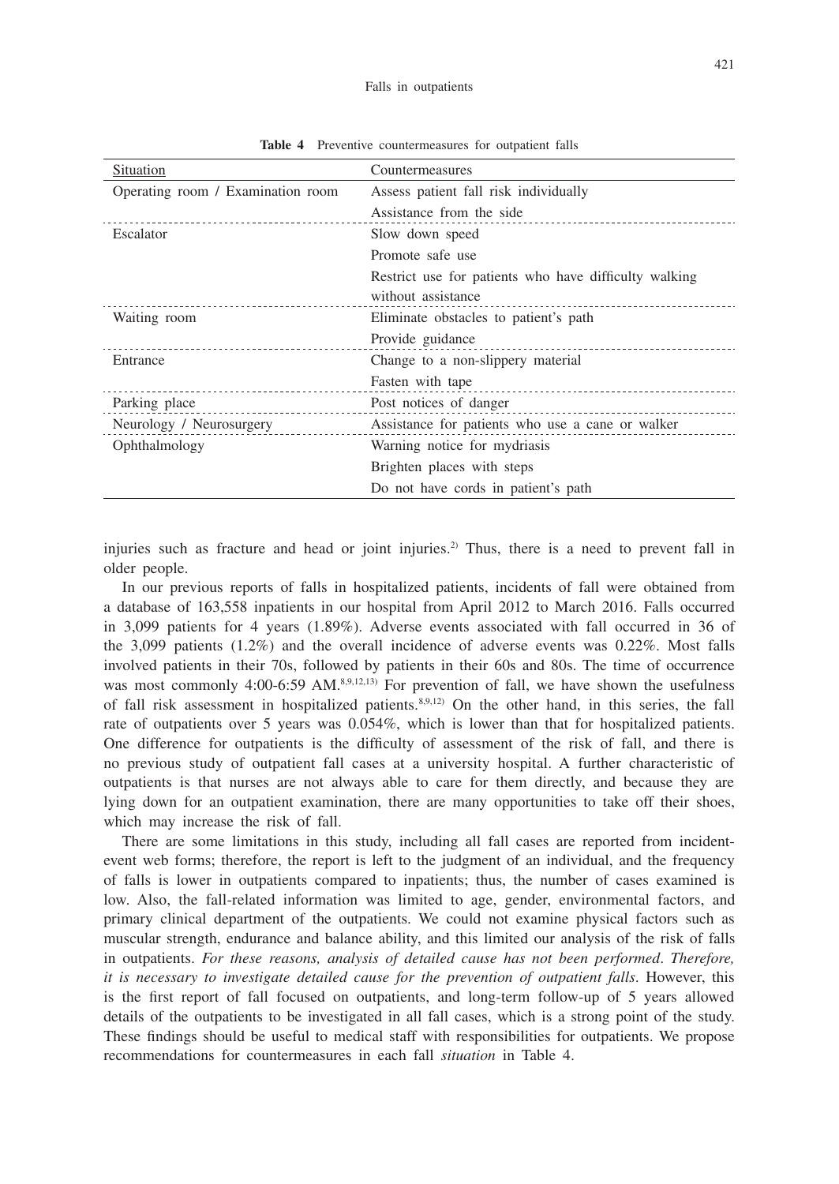**Table 4** Preventive countermeasures for outpatient falls

| Situation | Countermeasures |
|---|---|
| Operating room / Examination room | Assess patient fall risk individually |
| | Assistance from the side |
| Escalator | Slow down speed |
| | Promote safe use |
| | Restrict use for patients who have difficulty walking without assistance |
| Waiting room | Eliminate obstacles to patient's path |
| | Provide guidance |
| Entrance | Change to a non-slippery material |
| | Fasten with tape |
| Parking place | Post notices of danger |
| Neurology / Neurosurgery | Assistance for patients who use a cane or walker |
| Ophthalmology | Warning notice for mydriasis |
| | Brighten places with steps |
| | Do not have cords in patient's path |

injuries such as fracture and head or joint injuries.[2] Thus, there is a need to prevent fall in older people.

In our previous reports of falls in hospitalized patients, incidents of fall were obtained from a database of 163,558 inpatients in our hospital from April 2012 to March 2016. Falls occurred in 3,099 patients for 4 years (1.89%). Adverse events associated with fall occurred in 36 of the 3,099 patients (1.2%) and the overall incidence of adverse events was 0.22%. Most falls involved patients in their 70s, followed by patients in their 60s and 80s. The time of occurrence was most commonly 4:00-6:59 AM.[8,9,12,13] For prevention of fall, we have shown the usefulness of fall risk assessment in hospitalized patients.[8,9,12] On the other hand, in this series, the fall rate of outpatients over 5 years was 0.054%, which is lower than that for hospitalized patients. One difference for outpatients is the difficulty of assessment of the risk of fall, and there is no previous study of outpatient fall cases at a university hospital. A further characteristic of outpatients is that nurses are not always able to care for them directly, and because they are lying down for an outpatient examination, there are many opportunities to take off their shoes, which may increase the risk of fall.

There are some limitations in this study, including all fall cases are reported from incident-event web forms; therefore, the report is left to the judgment of an individual, and the frequency of falls is lower in outpatients compared to inpatients; thus, the number of cases examined is low. Also, the fall-related information was limited to age, gender, environmental factors, and primary clinical department of the outpatients. We could not examine physical factors such as muscular strength, endurance and balance ability, and this limited our analysis of the risk of falls in outpatients. *For these reasons, analysis of detailed cause has not been performed. Therefore, it is necessary to investigate detailed cause for the prevention of outpatient falls.* However, this is the first report of fall focused on outpatients, and long-term follow-up of 5 years allowed details of the outpatients to be investigated in all fall cases, which is a strong point of the study. These findings should be useful to medical staff with responsibilities for outpatients. We propose recommendations for countermeasures in each fall *situation* in Table 4.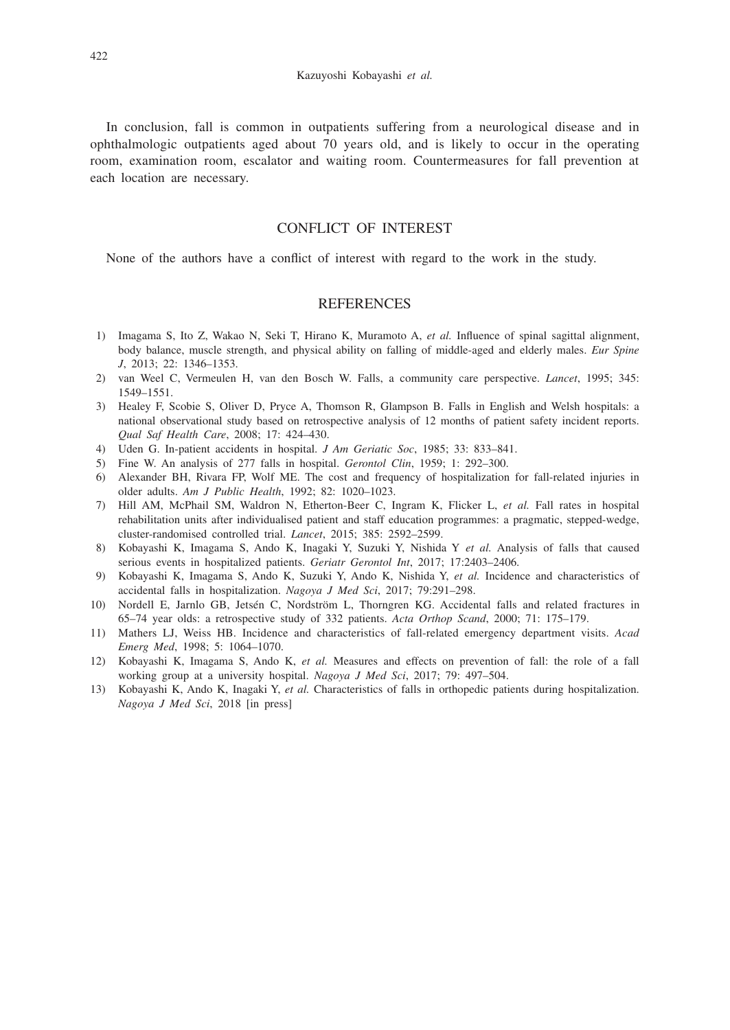In conclusion, fall is common in outpatients suffering from a neurological disease and in ophthalmologic outpatients aged about 70 years old, and is likely to occur in the operating room, examination room, escalator and waiting room. Countermeasures for fall prevention at each location are necessary.

## CONFLICT OF INTEREST

None of the authors have a conflict of interest with regard to the work in the study.

## REFERENCES

1) Imagama S, Ito Z, Wakao N, Seki T, Hirano K, Muramoto A, *et al.* Influence of spinal sagittal alignment, body balance, muscle strength, and physical ability on falling of middle-aged and elderly males. *Eur Spine J*, 2013; 22: 1346–1353.
2) van Weel C, Vermeulen H, van den Bosch W. Falls, a community care perspective. *Lancet*, 1995; 345: 1549–1551.
3) Healey F, Scobie S, Oliver D, Pryce A, Thomson R, Glampson B. Falls in English and Welsh hospitals: a national observational study based on retrospective analysis of 12 months of patient safety incident reports. *Qual Saf Health Care*, 2008; 17: 424–430.
4) Uden G. In-patient accidents in hospital. *J Am Geriatic Soc*, 1985; 33: 833–841.
5) Fine W. An analysis of 277 falls in hospital. *Gerontol Clin*, 1959; 1: 292–300.
6) Alexander BH, Rivara FP, Wolf ME. The cost and frequency of hospitalization for fall-related injuries in older adults. *Am J Public Health*, 1992; 82: 1020–1023.
7) Hill AM, McPhail SM, Waldron N, Etherton-Beer C, Ingram K, Flicker L, *et al.* Fall rates in hospital rehabilitation units after individualised patient and staff education programmes: a pragmatic, stepped-wedge, cluster-randomised controlled trial. *Lancet*, 2015; 385: 2592–2599.
8) Kobayashi K, Imagama S, Ando K, Inagaki Y, Suzuki Y, Nishida Y *et al.* Analysis of falls that caused serious events in hospitalized patients. *Geriatr Gerontol Int*, 2017; 17:2403–2406.
9) Kobayashi K, Imagama S, Ando K, Suzuki Y, Ando K, Nishida Y, *et al.* Incidence and characteristics of accidental falls in hospitalization. *Nagoya J Med Sci*, 2017; 79:291–298.
10) Nordell E, Jarnlo GB, Jetsén C, Nordström L, Thorngren KG. Accidental falls and related fractures in 65–74 year olds: a retrospective study of 332 patients. *Acta Orthop Scand*, 2000; 71: 175–179.
11) Mathers LJ, Weiss HB. Incidence and characteristics of fall-related emergency department visits. *Acad Emerg Med*, 1998; 5: 1064–1070.
12) Kobayashi K, Imagama S, Ando K, *et al.* Measures and effects on prevention of fall: the role of a fall working group at a university hospital. *Nagoya J Med Sci*, 2017; 79: 497–504.
13) Kobayashi K, Ando K, Inagaki Y, *et al.* Characteristics of falls in orthopedic patients during hospitalization. *Nagoya J Med Sci*, 2018 [in press]